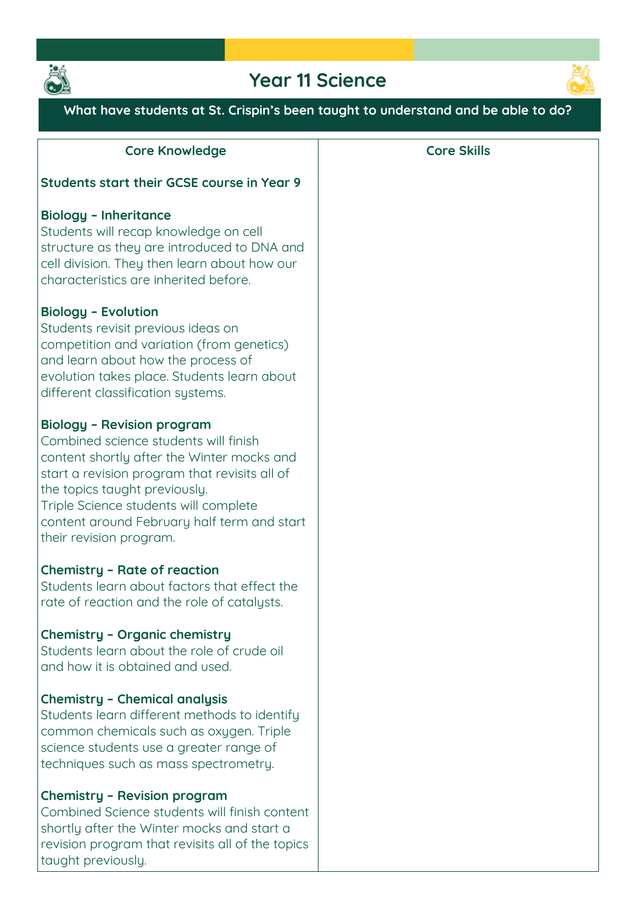# Year 11 Science

**What have students at St. Crispin's been taught to understand and be able to do?**

| Core Knowledge | Core Skills |
|---|---|
| **Students start their GCSE course in Year 9**<br><br>**Biology – Inheritance**<br>Students will recap knowledge on cell structure as they are introduced to DNA and cell division. They then learn about how our characteristics are inherited before.<br><br>**Biology – Evolution**<br>Students revisit previous ideas on competition and variation (from genetics) and learn about how the process of evolution takes place. Students learn about different classification systems.<br><br>**Biology – Revision program**<br>Combined science students will finish content shortly after the Winter mocks and start a revision program that revisits all of the topics taught previously.<br>Triple Science students will complete content around February half term and start their revision program.<br><br>**Chemistry – Rate of reaction**<br>Students learn about factors that effect the rate of reaction and the role of catalysts.<br><br>**Chemistry – Organic chemistry**<br>Students learn about the role of crude oil and how it is obtained and used.<br><br>**Chemistry – Chemical analysis**<br>Students learn different methods to identify common chemicals such as oxygen. Triple science students use a greater range of techniques such as mass spectrometry.<br><br>**Chemistry – Revision program**<br>Combined Science students will finish content shortly after the Winter mocks and start a revision program that revisits all of the topics taught previously. | |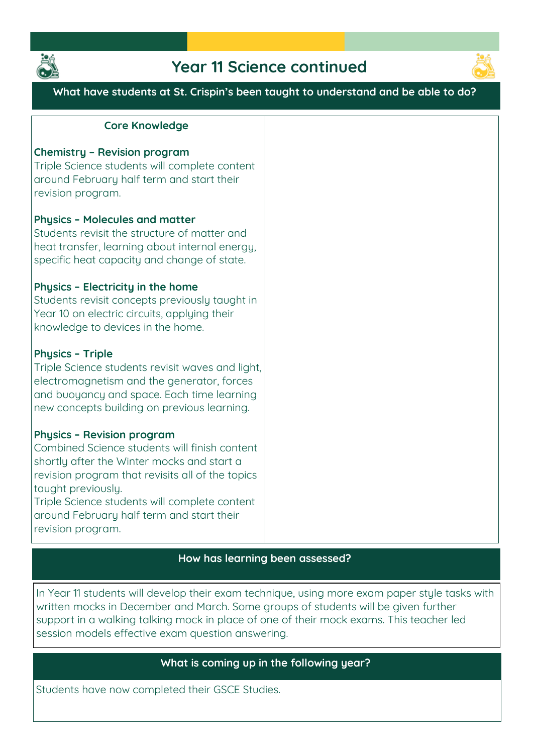# Year 11 Science continued

## What have students at St. Crispin's been taught to understand and be able to do?

### Core Knowledge

**Chemistry – Revision program**
Triple Science students will complete content around February half term and start their revision program.

**Physics – Molecules and matter**
Students revisit the structure of matter and heat transfer, learning about internal energy, specific heat capacity and change of state.

**Physics – Electricity in the home**
Students revisit concepts previously taught in Year 10 on electric circuits, applying their knowledge to devices in the home.

**Physics – Triple**
Triple Science students revisit waves and light, electromagnetism and the generator, forces and buoyancy and space. Each time learning new concepts building on previous learning.

**Physics – Revision program**
Combined Science students will finish content shortly after the Winter mocks and start a revision program that revisits all of the topics taught previously.
Triple Science students will complete content around February half term and start their revision program.

## How has learning been assessed?

In Year 11 students will develop their exam technique, using more exam paper style tasks with written mocks in December and March. Some groups of students will be given further support in a walking talking mock in place of one of their mock exams. This teacher led session models effective exam question answering.

## What is coming up in the following year?

Students have now completed their GSCE Studies.